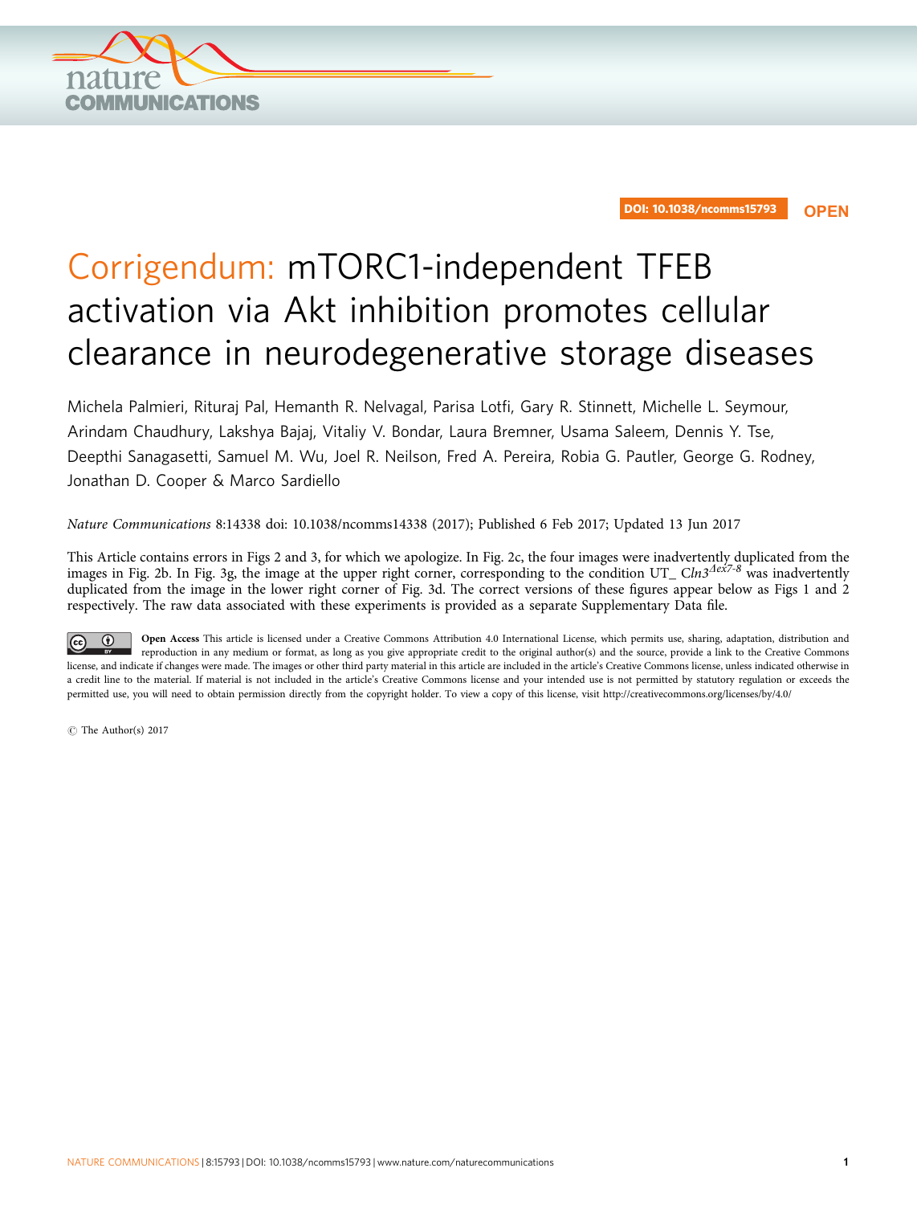DOI: 10.1038/ncomms15793 OPEN

# Corrigendum: mTORC1-independent TFEB activation via Akt inhibition promotes cellular clearance in neurodegenerative storage diseases

Michela Palmieri, Rituraj Pal, Hemanth R. Nelvagal, Parisa Lotfi, Gary R. Stinnett, Michelle L. Seymour, Arindam Chaudhury, Lakshya Bajaj, Vitaliy V. Bondar, Laura Bremner, Usama Saleem, Dennis Y. Tse, Deepthi Sanagasetti, Samuel M. Wu, Joel R. Neilson, Fred A. Pereira, Robia G. Pautler, George G. Rodney, Jonathan D. Cooper & Marco Sardiello

*Nature Communications* 8:14338 doi: 10.1038/ncomms14338 (2017); Published 6 Feb 2017; Updated 13 Jun 2017

This Article contains errors in Figs 2 and 3, for which we apologize. In Fig. 2c, the four images were inadvertently duplicated from the images in Fig. 2b. In Fig. 3g, the image at the upper right corner, corresponding to the condition UT_ *Cln3*$^{\Delta ex7\text{-}8}$ was inadvertently duplicated from the image in the lower right corner of Fig. 3d. The correct versions of these figures appear below as Figs 1 and 2 respectively. The raw data associated with these experiments is provided as a separate Supplementary Data file.

**Open Access** This article is licensed under a Creative Commons Attribution 4.0 International License, which permits use, sharing, adaptation, distribution and reproduction in any medium or format, as long as you give appropriate credit to the original author(s) and the source, provide a link to the Creative Commons license, and indicate if changes were made. The images or other third party material in this article are included in the article's Creative Commons license, unless indicated otherwise in a credit line to the material. If material is not included in the article's Creative Commons license and your intended use is not permitted by statutory regulation or exceeds the permitted use, you will need to obtain permission directly from the copyright holder. To view a copy of this license, visit http://creativecommons.org/licenses/by/4.0/

© The Author(s) 2017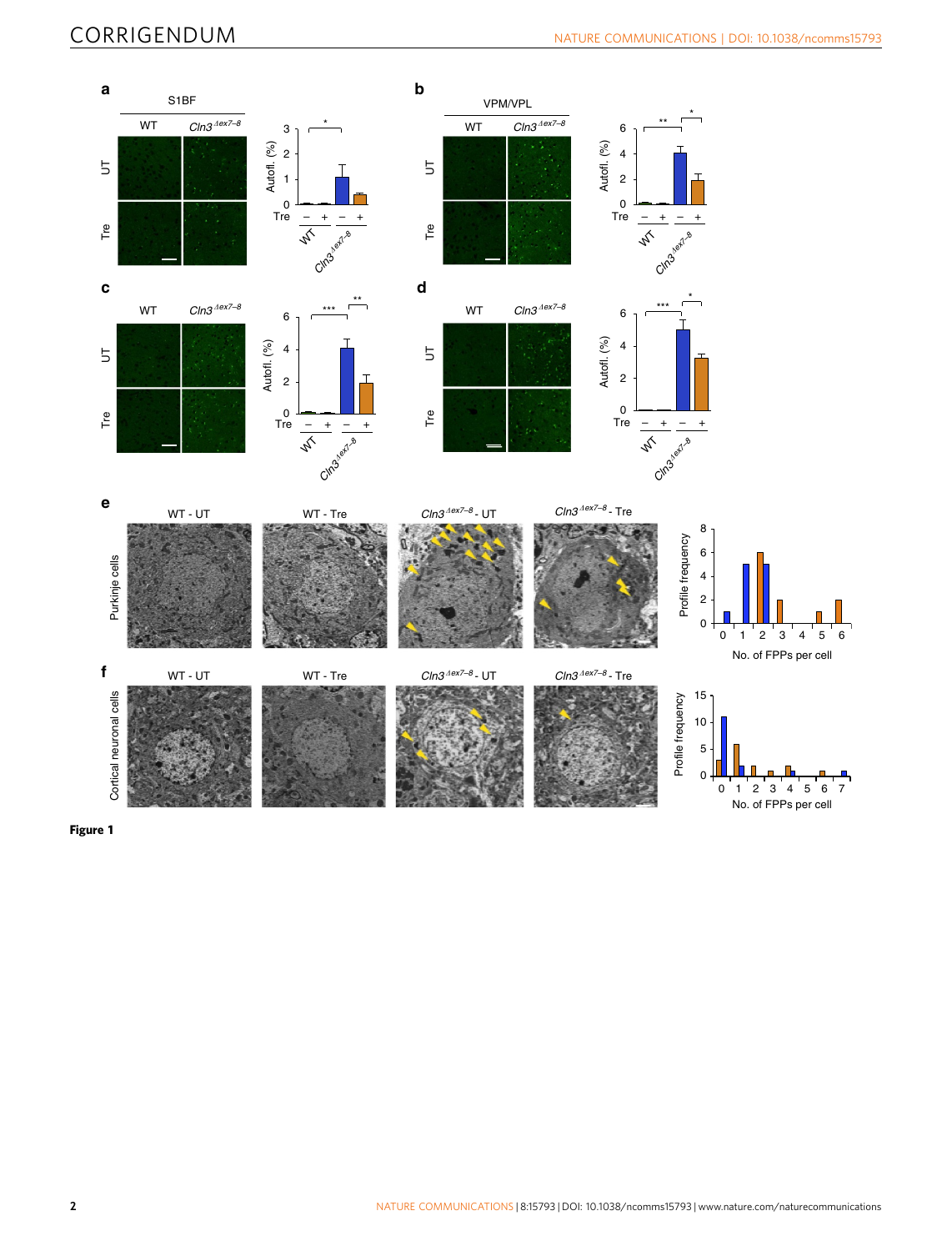**Figure 1**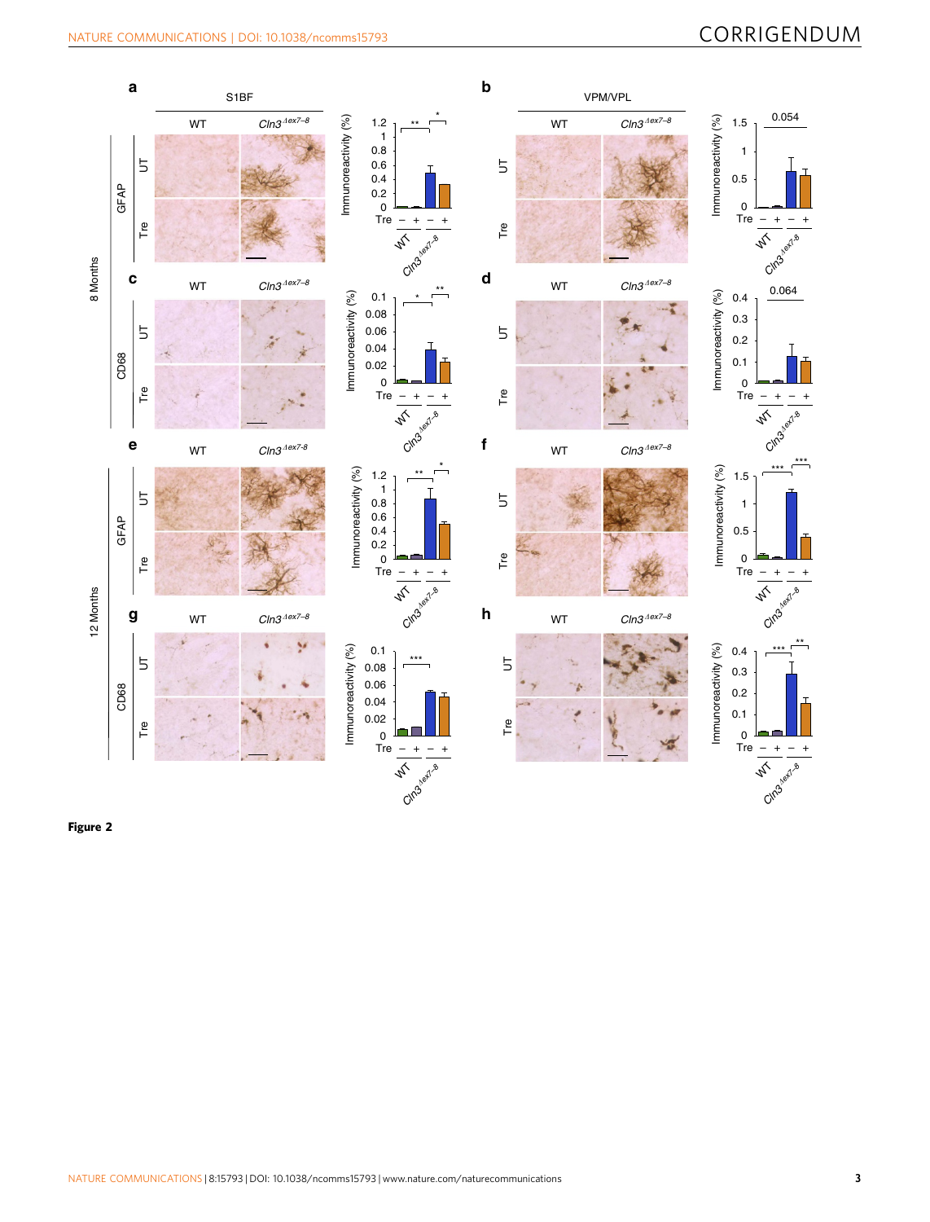a

S1BF

WT $Cln3^{\Delta ex7-8}$

GFAP UT Tre

Immunoreactivity (%)

1.2 1 0.8 0.6 0.4 0.2 0

** *

Tre − + − +

WT $Cln3^{\Delta ex7-8}$

b

VPM/VPL

WT $Cln3^{\Delta ex7-8}$

UT Tre

Immunoreactivity (%)

1.5 1 0.5 0

0.054

Tre − + − +

WT $Cln3^{\Delta ex7-8}$

8 Months

c

WT $Cln3^{\Delta ex7-8}$

CD68 UT Tre

Immunoreactivity (%)

0.1 0.08 0.06 0.04 0.02 0

* **

Tre − + − +

WT $Cln3^{\Delta ex7-8}$

d

WT $Cln3^{\Delta ex7-8}$

UT Tre

Immunoreactivity (%)

0.4 0.3 0.2 0.1 0

0.064

Tre − + − +

WT $Cln3^{\Delta ex7-8}$

e

WT $Cln3^{\Delta ex7-8}$

GFAP UT Tre

Immunoreactivity (%)

1.2 1 0.8 0.6 0.4 0.2 0

** *

Tre − + − +

WT $Cln3^{\Delta ex7-8}$

f

WT $Cln3^{\Delta ex7-8}$

UT Tre

Immunoreactivity (%)

1.5 1 0.5 0

*** ***

Tre − + − +

WT $Cln3^{\Delta ex7-8}$

12 Months

g

WT $Cln3^{\Delta ex7-8}$

CD68 UT Tre

Immunoreactivity (%)

0.1 0.08 0.06 0.04 0.02 0

***

Tre − + − +

WT $Cln3^{\Delta ex7-8}$

h

WT $Cln3^{\Delta ex7-8}$

UT Tre

Immunoreactivity (%)

0.4 0.3 0.2 0.1 0

*** **

Tre − + − +

WT $Cln3^{\Delta ex7-8}$

**Figure 2**